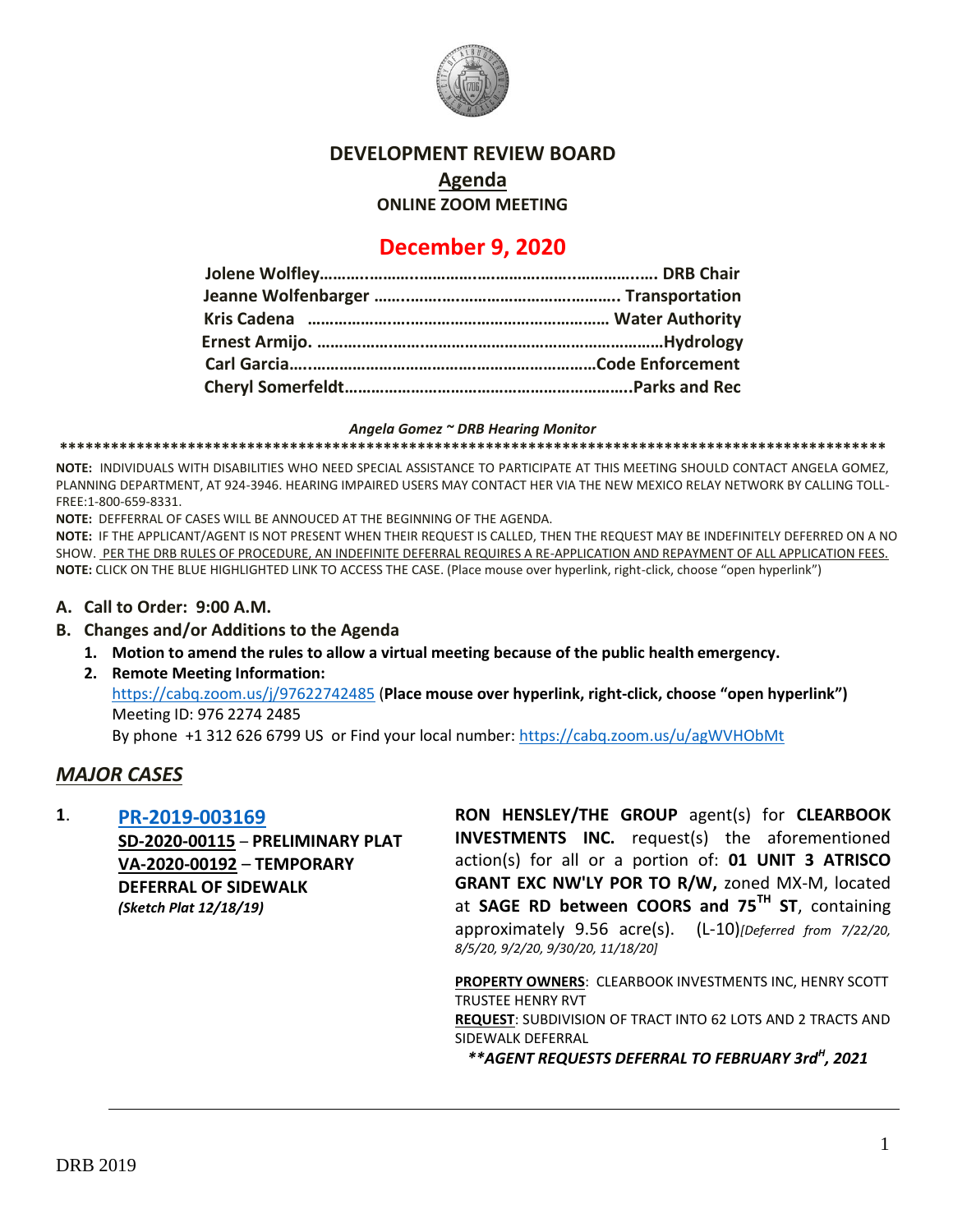# DEVELOPMENT REVIEW BOARD

## Agenda

### ONLINE ZOOM MEETING

## December 9, 2020

**Jolene Wolfley………………………………………………………………… DRB Chair**
**Jeanne Wolfenbarger …………………………………………………. Transportation**
**Kris Cadena ……………………………………………………………… Water Authority**
**Ernest Armijo. ………………………………………………………………………Hydrology**
**Carl Garcia……………………………………………………………………Code Enforcement**
**Cheryl Somerfeldt……………………………………………………………..Parks and Rec**

***Angela Gomez ~ DRB Hearing Monitor***

**\*\*\*\*\*\*\*\*\*\*\*\*\*\*\*\*\*\*\*\*\*\*\*\*\*\*\*\*\*\*\*\*\*\*\*\*\*\*\*\*\*\*\*\*\*\*\*\*\*\*\*\*\*\*\*\*\*\*\*\*\*\*\*\*\*\*\*\*\*\*\*\*\*\*\*\*\*\*\*\*\*\*\*\*\*\*\*\*\*\*\*\*\*\*\*\*\*\*\***

**NOTE:** INDIVIDUALS WITH DISABILITIES WHO NEED SPECIAL ASSISTANCE TO PARTICIPATE AT THIS MEETING SHOULD CONTACT ANGELA GOMEZ, PLANNING DEPARTMENT, AT 924-3946. HEARING IMPAIRED USERS MAY CONTACT HER VIA THE NEW MEXICO RELAY NETWORK BY CALLING TOLL-FREE:1-800-659-8331.

**NOTE:** DEFFERRAL OF CASES WILL BE ANNOUCED AT THE BEGINNING OF THE AGENDA.

**NOTE:** IF THE APPLICANT/AGENT IS NOT PRESENT WHEN THEIR REQUEST IS CALLED, THEN THE REQUEST MAY BE INDEFINITELY DEFERRED ON A NO SHOW. PER THE DRB RULES OF PROCEDURE, AN INDEFINITE DEFERRAL REQUIRES A RE-APPLICATION AND REPAYMENT OF ALL APPLICATION FEES.

**NOTE:** CLICK ON THE BLUE HIGHLIGHTED LINK TO ACCESS THE CASE. (Place mouse over hyperlink, right-click, choose "open hyperlink")

**A. Call to Order: 9:00 A.M.**

**B. Changes and/or Additions to the Agenda**

1. **Motion to amend the rules to allow a virtual meeting because of the public health emergency.**
2. **Remote Meeting Information:**
   https://cabq.zoom.us/j/97622742485 (**Place mouse over hyperlink, right-click, choose "open hyperlink")**
   Meeting ID: 976 2274 2485
   By phone +1 312 626 6799 US or Find your local number: https://cabq.zoom.us/u/agWVHObMt

## *MAJOR CASES*

**1. PR-2019-003169**
**SD-2020-00115 – PRELIMINARY PLAT**
**VA-2020-00192 – TEMPORARY DEFERRAL OF SIDEWALK**
***(Sketch Plat 12/18/19)***

**RON HENSLEY/THE GROUP** agent(s) for **CLEARBOOK INVESTMENTS INC.** request(s) the aforementioned action(s) for all or a portion of: **01 UNIT 3 ATRISCO GRANT EXC NW'LY POR TO R/W,** zoned MX-M, located at **SAGE RD between COORS and 75TH ST**, containing approximately 9.56 acre(s). (L-10)*[Deferred from 7/22/20, 8/5/20, 9/2/20, 9/30/20, 11/18/20]*

**PROPERTY OWNERS**: CLEARBOOK INVESTMENTS INC, HENRY SCOTT TRUSTEE HENRY RVT
**REQUEST**: SUBDIVISION OF TRACT INTO 62 LOTS AND 2 TRACTS AND SIDEWALK DEFERRAL

***\*\*AGENT REQUESTS DEFERRAL TO FEBRUARY 3rdH, 2021***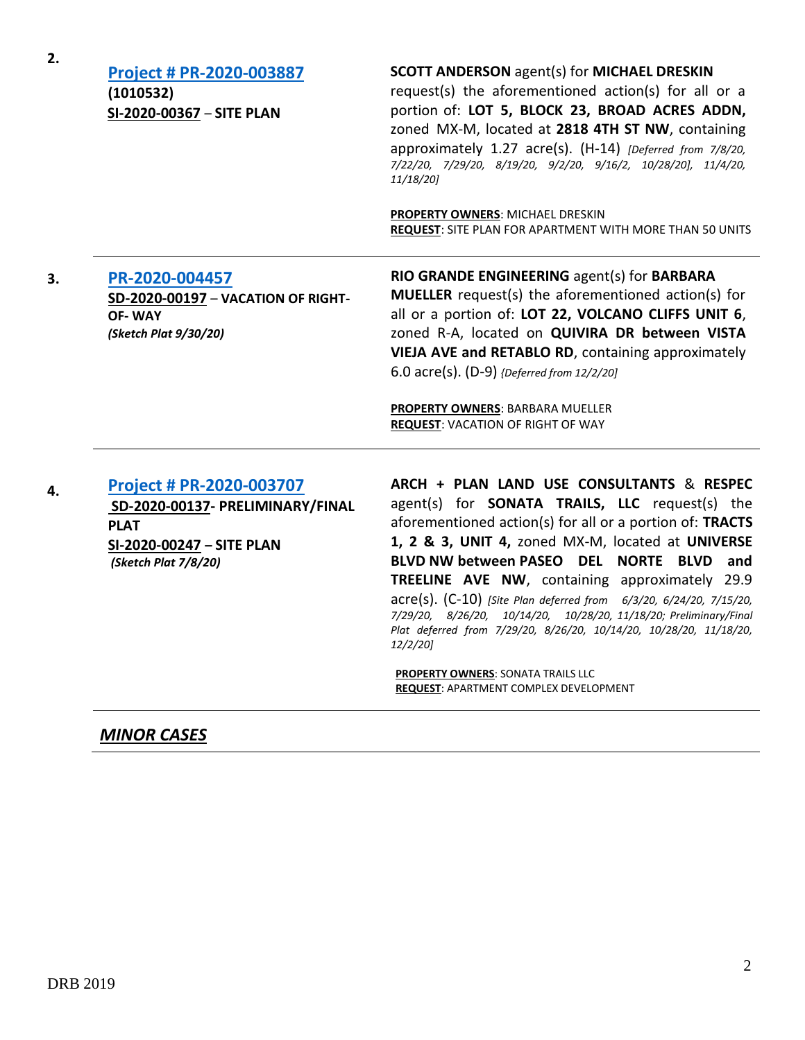2.

**Project # PR-2020-003887**
**(1010532)**
**SI-2020-00367 – SITE PLAN**

**SCOTT ANDERSON** agent(s) for **MICHAEL DRESKIN** request(s) the aforementioned action(s) for all or a portion of: **LOT 5, BLOCK 23, BROAD ACRES ADDN,** zoned MX-M, located at **2818 4TH ST NW**, containing approximately 1.27 acre(s). (H-14) *[Deferred from 7/8/20, 7/22/20, 7/29/20, 8/19/20, 9/2/20, 9/16/2, 10/28/20], 11/4/20, 11/18/20]*

**PROPERTY OWNERS**: MICHAEL DRESKIN
**REQUEST**: SITE PLAN FOR APARTMENT WITH MORE THAN 50 UNITS

---

3.

**PR-2020-004457**
**SD-2020-00197 – VACATION OF RIGHT-OF- WAY**
***(Sketch Plat 9/30/20)***

**RIO GRANDE ENGINEERING** agent(s) for **BARBARA MUELLER** request(s) the aforementioned action(s) for all or a portion of: **LOT 22, VOLCANO CLIFFS UNIT 6**, zoned R-A, located on **QUIVIRA DR between VISTA VIEJA AVE and RETABLO RD**, containing approximately 6.0 acre(s). (D-9) *{Deferred from 12/2/20]*

**PROPERTY OWNERS**: BARBARA MUELLER
**REQUEST**: VACATION OF RIGHT OF WAY

---

4.

**Project # PR-2020-003707**
**SD-2020-00137- PRELIMINARY/FINAL PLAT**
**SI-2020-00247 – SITE PLAN**
***(Sketch Plat 7/8/20)***

**ARCH + PLAN LAND USE CONSULTANTS** & **RESPEC** agent(s) for **SONATA TRAILS, LLC** request(s) the aforementioned action(s) for all or a portion of: **TRACTS 1, 2 & 3, UNIT 4,** zoned MX-M, located at **UNIVERSE BLVD NW between PASEO DEL NORTE BLVD and TREELINE AVE NW**, containing approximately 29.9 acre(s). (C-10) *[Site Plan deferred from 6/3/20, 6/24/20, 7/15/20, 7/29/20, 8/26/20, 10/14/20, 10/28/20, 11/18/20; Preliminary/Final Plat deferred from 7/29/20, 8/26/20, 10/14/20, 10/28/20, 11/18/20, 12/2/20]*

**PROPERTY OWNERS**: SONATA TRAILS LLC
**REQUEST**: APARTMENT COMPLEX DEVELOPMENT

---

## ***MINOR CASES***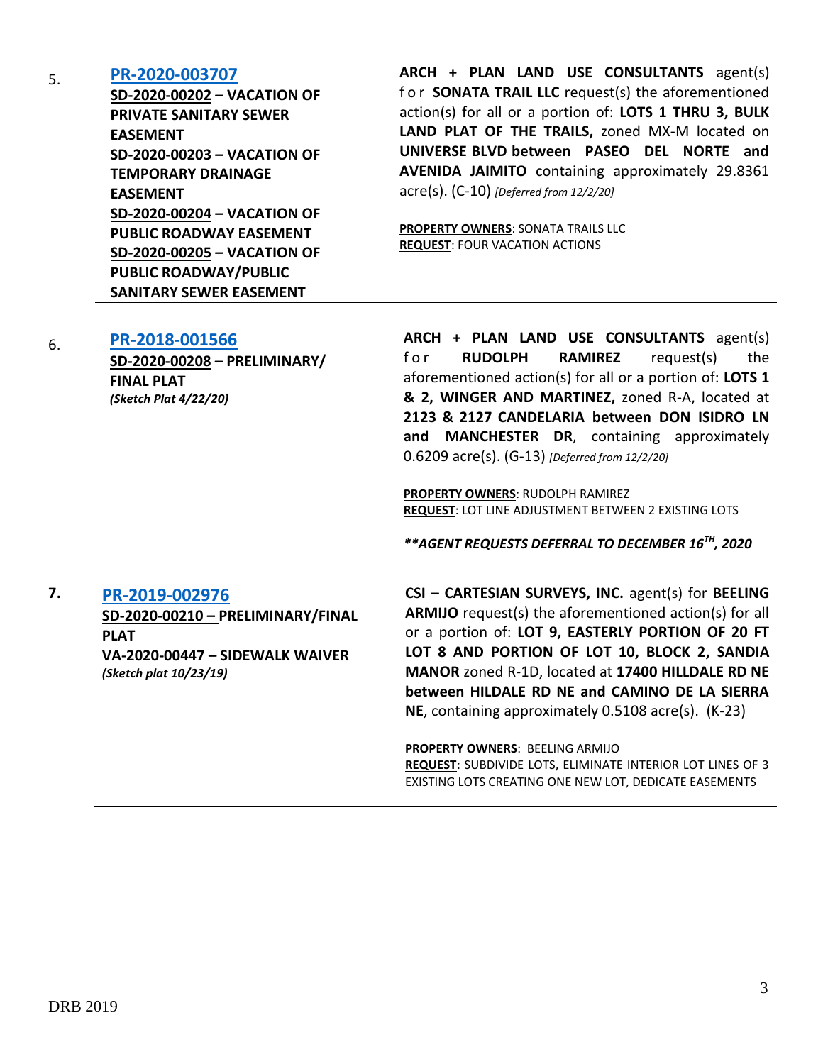5. **PR-2020-003707**

**SD-2020-00202 – VACATION OF PRIVATE SANITARY SEWER EASEMENT**
**SD-2020-00203 – VACATION OF TEMPORARY DRAINAGE EASEMENT**
**SD-2020-00204 – VACATION OF PUBLIC ROADWAY EASEMENT**
**SD-2020-00205 – VACATION OF PUBLIC ROADWAY/PUBLIC SANITARY SEWER EASEMENT**

**ARCH + PLAN LAND USE CONSULTANTS** agent(s) for **SONATA TRAIL LLC** request(s) the aforementioned action(s) for all or a portion of: **LOTS 1 THRU 3, BULK LAND PLAT OF THE TRAILS,** zoned MX-M located on **UNIVERSE BLVD between PASEO DEL NORTE and AVENIDA JAIMITO** containing approximately 29.8361 acre(s). (C-10) *[Deferred from 12/2/20]*

**PROPERTY OWNERS**: SONATA TRAILS LLC
**REQUEST**: FOUR VACATION ACTIONS

---

6. **PR-2018-001566**

**SD-2020-00208 – PRELIMINARY/ FINAL PLAT**
*(Sketch Plat 4/22/20)*

**ARCH + PLAN LAND USE CONSULTANTS** agent(s) for **RUDOLPH RAMIREZ** request(s) the aforementioned action(s) for all or a portion of: **LOTS 1 & 2, WINGER AND MARTINEZ,** zoned R-A, located at **2123 & 2127 CANDELARIA between DON ISIDRO LN and MANCHESTER DR**, containing approximately 0.6209 acre(s). (G-13) *[Deferred from 12/2/20]*

**PROPERTY OWNERS**: RUDOLPH RAMIREZ
**REQUEST**: LOT LINE ADJUSTMENT BETWEEN 2 EXISTING LOTS

***\*\*AGENT REQUESTS DEFERRAL TO DECEMBER 16TH, 2020***

---

**7.** **PR-2019-002976**

**SD-2020-00210 – PRELIMINARY/FINAL PLAT**
**VA-2020-00447 – SIDEWALK WAIVER**
*(Sketch plat 10/23/19)*

**CSI – CARTESIAN SURVEYS, INC.** agent(s) for **BEELING ARMIJO** request(s) the aforementioned action(s) for all or a portion of: **LOT 9, EASTERLY PORTION OF 20 FT LOT 8 AND PORTION OF LOT 10, BLOCK 2, SANDIA MANOR** zoned R-1D, located at **17400 HILLDALE RD NE between HILDALE RD NE and CAMINO DE LA SIERRA NE**, containing approximately 0.5108 acre(s). (K-23)

**PROPERTY OWNERS**: BEELING ARMIJO
**REQUEST**: SUBDIVIDE LOTS, ELIMINATE INTERIOR LOT LINES OF 3 EXISTING LOTS CREATING ONE NEW LOT, DEDICATE EASEMENTS

---

DRB 2019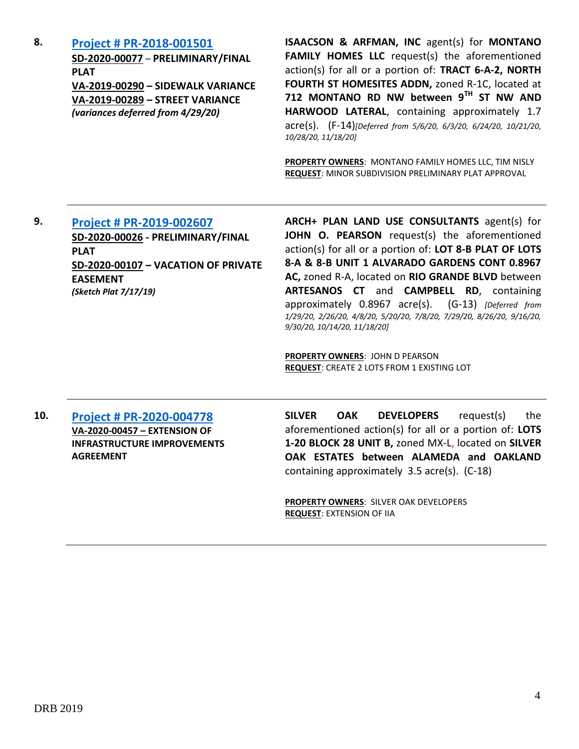**8.** **Project # PR-2018-001501**

**SD-2020-00077 – PRELIMINARY/FINAL PLAT**
**VA-2019-00290 – SIDEWALK VARIANCE**
**VA-2019-00289 – STREET VARIANCE**
***(variances deferred from 4/29/20)***

**ISAACSON & ARFMAN, INC** agent(s) for **MONTANO FAMILY HOMES LLC** request(s) the aforementioned action(s) for all or a portion of: **TRACT 6-A-2, NORTH FOURTH ST HOMESITES ADDN,** zoned R-1C, located at **712 MONTANO RD NW between 9TH ST NW AND HARWOOD LATERAL**, containing approximately 1.7 acre(s). (F-14)*[Deferred from 5/6/20, 6/3/20, 6/24/20, 10/21/20, 10/28/20, 11/18/20]*

**PROPERTY OWNERS**: MONTANO FAMILY HOMES LLC, TIM NISLY
**REQUEST**: MINOR SUBDIVISION PRELIMINARY PLAT APPROVAL

---

**9.** **Project # PR-2019-002607**

**SD-2020-00026 - PRELIMINARY/FINAL PLAT**
**SD-2020-00107 – VACATION OF PRIVATE EASEMENT**
***(Sketch Plat 7/17/19)***

**ARCH+ PLAN LAND USE CONSULTANTS** agent(s) for **JOHN O. PEARSON** request(s) the aforementioned action(s) for all or a portion of: **LOT 8-B PLAT OF LOTS 8-A & 8-B UNIT 1 ALVARADO GARDENS CONT 0.8967 AC,** zoned R-A, located on **RIO GRANDE BLVD** between **ARTESANOS CT** and **CAMPBELL RD**, containing approximately 0.8967 acre(s). (G-13) *[Deferred from 1/29/20, 2/26/20, 4/8/20, 5/20/20, 7/8/20, 7/29/20, 8/26/20, 9/16/20, 9/30/20, 10/14/20, 11/18/20]*

**PROPERTY OWNERS**: JOHN D PEARSON
**REQUEST**: CREATE 2 LOTS FROM 1 EXISTING LOT

---

**10.** **Project # PR-2020-004778**

**VA-2020-00457 – EXTENSION OF INFRASTRUCTURE IMPROVEMENTS AGREEMENT**

**SILVER OAK DEVELOPERS** request(s) the aforementioned action(s) for all or a portion of: **LOTS 1-20 BLOCK 28 UNIT B,** zoned MX-L, located on **SILVER OAK ESTATES between ALAMEDA and OAKLAND** containing approximately 3.5 acre(s). (C-18)

**PROPERTY OWNERS**: SILVER OAK DEVELOPERS
**REQUEST**: EXTENSION OF IIA

---

DRB 2019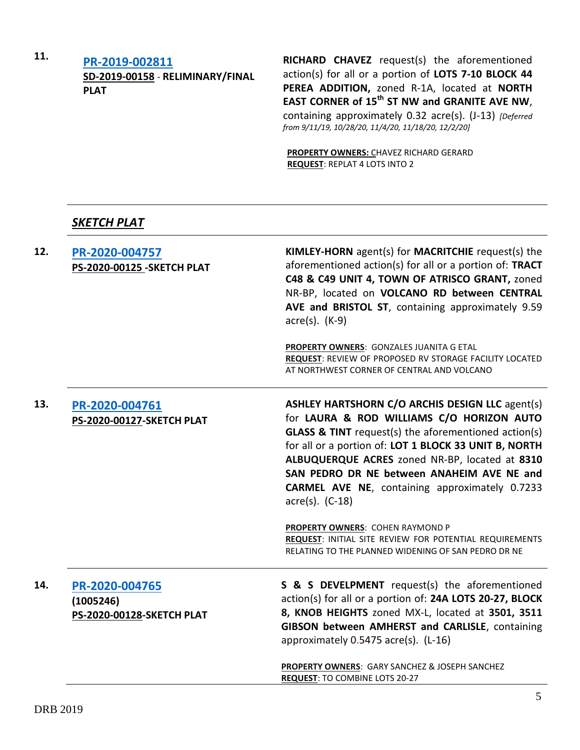**11.** **PR-2019-002811**
**SD-2019-00158** - **RELIMINARY/FINAL PLAT**

**RICHARD CHAVEZ** request(s) the aforementioned action(s) for all or a portion of **LOTS 7-10 BLOCK 44 PEREA ADDITION,** zoned R-1A, located at **NORTH EAST CORNER of 15th ST NW and GRANITE AVE NW**, containing approximately 0.32 acre(s). (J-13) *[Deferred from 9/11/19, 10/28/20, 11/4/20, 11/18/20, 12/2/20]*

**PROPERTY OWNERS:** CHAVEZ RICHARD GERARD
**REQUEST**: REPLAT 4 LOTS INTO 2

---

## *SKETCH PLAT*

---

**12.** **PR-2020-004757**
**PS-2020-00125 -SKETCH PLAT**

**KIMLEY-HORN** agent(s) for **MACRITCHIE** request(s) the aforementioned action(s) for all or a portion of: **TRACT C48 & C49 UNIT 4, TOWN OF ATRISCO GRANT,** zoned NR-BP, located on **VOLCANO RD between CENTRAL AVE and BRISTOL ST**, containing approximately 9.59 acre(s). (K-9)

**PROPERTY OWNERS**: GONZALES JUANITA G ETAL
**REQUEST**: REVIEW OF PROPOSED RV STORAGE FACILITY LOCATED AT NORTHWEST CORNER OF CENTRAL AND VOLCANO

---

**13.** **PR-2020-004761**
**PS-2020-00127-SKETCH PLAT**

**ASHLEY HARTSHORN C/O ARCHIS DESIGN LLC** agent(s) for **LAURA & ROD WILLIAMS C/O HORIZON AUTO GLASS & TINT** request(s) the aforementioned action(s) for all or a portion of: **LOT 1 BLOCK 33 UNIT B, NORTH ALBUQUERQUE ACRES** zoned NR-BP, located at **8310 SAN PEDRO DR NE between ANAHEIM AVE NE and CARMEL AVE NE**, containing approximately 0.7233 acre(s). (C-18)

**PROPERTY OWNERS**: COHEN RAYMOND P
**REQUEST**: INITIAL SITE REVIEW FOR POTENTIAL REQUIREMENTS RELATING TO THE PLANNED WIDENING OF SAN PEDRO DR NE

---

**14.** **PR-2020-004765**
**(1005246)**
**PS-2020-00128-SKETCH PLAT**

**S & S DEVELPMENT** request(s) the aforementioned action(s) for all or a portion of: **24A LOTS 20-27, BLOCK 8, KNOB HEIGHTS** zoned MX-L, located at **3501, 3511 GIBSON between AMHERST and CARLISLE**, containing approximately 0.5475 acre(s). (L-16)

**PROPERTY OWNERS**: GARY SANCHEZ & JOSEPH SANCHEZ
**REQUEST**: TO COMBINE LOTS 20-27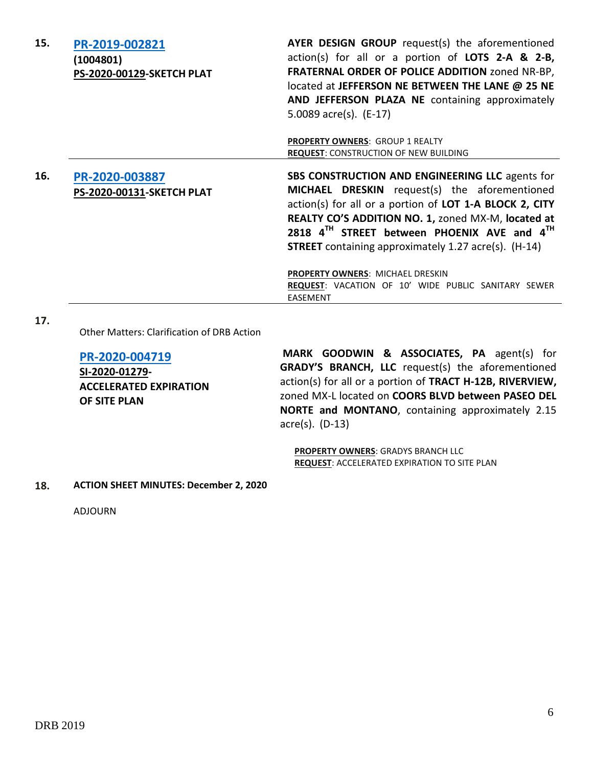**15.** **PR-2019-002821**
**(1004801)**
**PS-2020-00129-SKETCH PLAT**

**AYER DESIGN GROUP** request(s) the aforementioned action(s) for all or a portion of **LOTS 2-A & 2-B, FRATERNAL ORDER OF POLICE ADDITION** zoned NR-BP, located at **JEFFERSON NE BETWEEN THE LANE @ 25 NE AND JEFFERSON PLAZA NE** containing approximately 5.0089 acre(s). (E-17)

**PROPERTY OWNERS**: GROUP 1 REALTY
**REQUEST**: CONSTRUCTION OF NEW BUILDING

---

**16.** **PR-2020-003887**
**PS-2020-00131-SKETCH PLAT**

**SBS CONSTRUCTION AND ENGINEERING LLC** agents for **MICHAEL DRESKIN** request(s) the aforementioned action(s) for all or a portion of **LOT 1-A BLOCK 2, CITY REALTY CO'S ADDITION NO. 1,** zoned MX-M, **located at 2818 4TH STREET between PHOENIX AVE and 4TH STREET** containing approximately 1.27 acre(s). (H-14)

**PROPERTY OWNERS**: MICHAEL DRESKIN
**REQUEST**: VACATION OF 10' WIDE PUBLIC SANITARY SEWER EASEMENT

---

**17.**

Other Matters: Clarification of DRB Action

**PR-2020-004719**
**SI-2020-01279-**
**ACCELERATED EXPIRATION OF SITE PLAN**

**MARK GOODWIN & ASSOCIATES, PA** agent(s) for **GRADY'S BRANCH, LLC** request(s) the aforementioned action(s) for all or a portion of **TRACT H-12B, RIVERVIEW,** zoned MX-L located on **COORS BLVD between PASEO DEL NORTE and MONTANO**, containing approximately 2.15 acre(s). (D-13)

**PROPERTY OWNERS**: GRADYS BRANCH LLC
**REQUEST**: ACCELERATED EXPIRATION TO SITE PLAN

**18.** **ACTION SHEET MINUTES: December 2, 2020**

ADJOURN